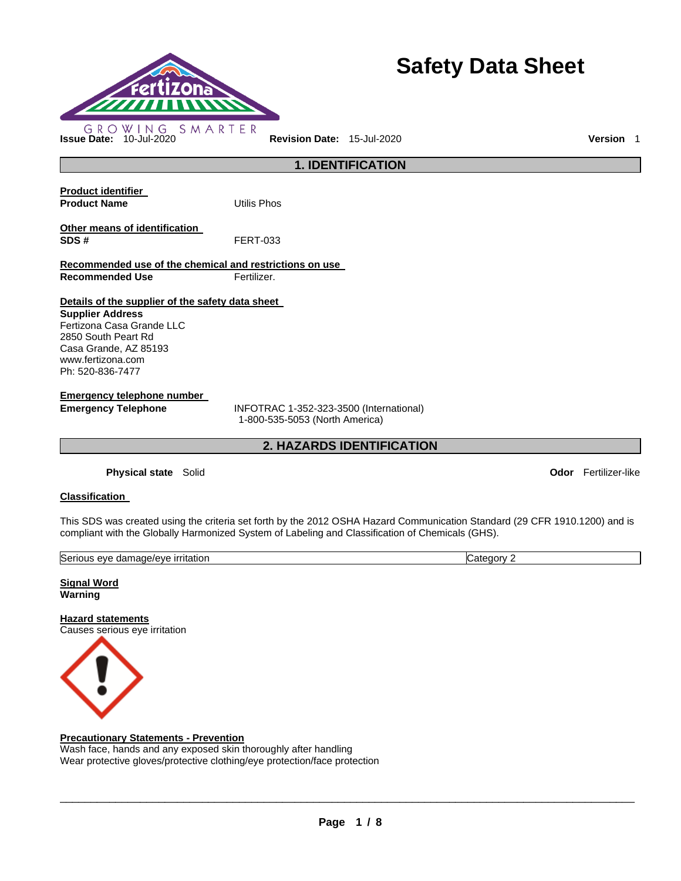# Safety Data Sheet

GROWING SMARTER

**Issue Date:** 10-Jul-2020 **Revision Date:** 15-Jul-2020 **Version** 1

## 1. IDENTIFICATION

**Product identifier**

**Product Name** Utilis Phos

**Other means of identification**

**SDS #** FERT-033

**Recommended use of the chemical and restrictions on use**

**Recommended Use** Fertilizer.

**Details of the supplier of the safety data sheet**

**Supplier Address**
Fertizona Casa Grande LLC
2850 South Peart Rd
Casa Grande, AZ 85193
www.fertizona.com
Ph: 520-836-7477

**Emergency telephone number**

**Emergency Telephone** INFOTRAC 1-352-323-3500 (International)
1-800-535-5053 (North America)

## 2. HAZARDS IDENTIFICATION

**Physical state** Solid **Odor** Fertilizer-like

**Classification**

This SDS was created using the criteria set forth by the 2012 OSHA Hazard Communication Standard (29 CFR 1910.1200) and is compliant with the Globally Harmonized System of Labeling and Classification of Chemicals (GHS).

| Serious eye damage/eye irritation | Category 2 |
|---|---|

**Signal Word**
**Warning**

**Hazard statements**
Causes serious eye irritation

**Precautionary Statements - Prevention**
Wash face, hands and any exposed skin thoroughly after handling
Wear protective gloves/protective clothing/eye protection/face protection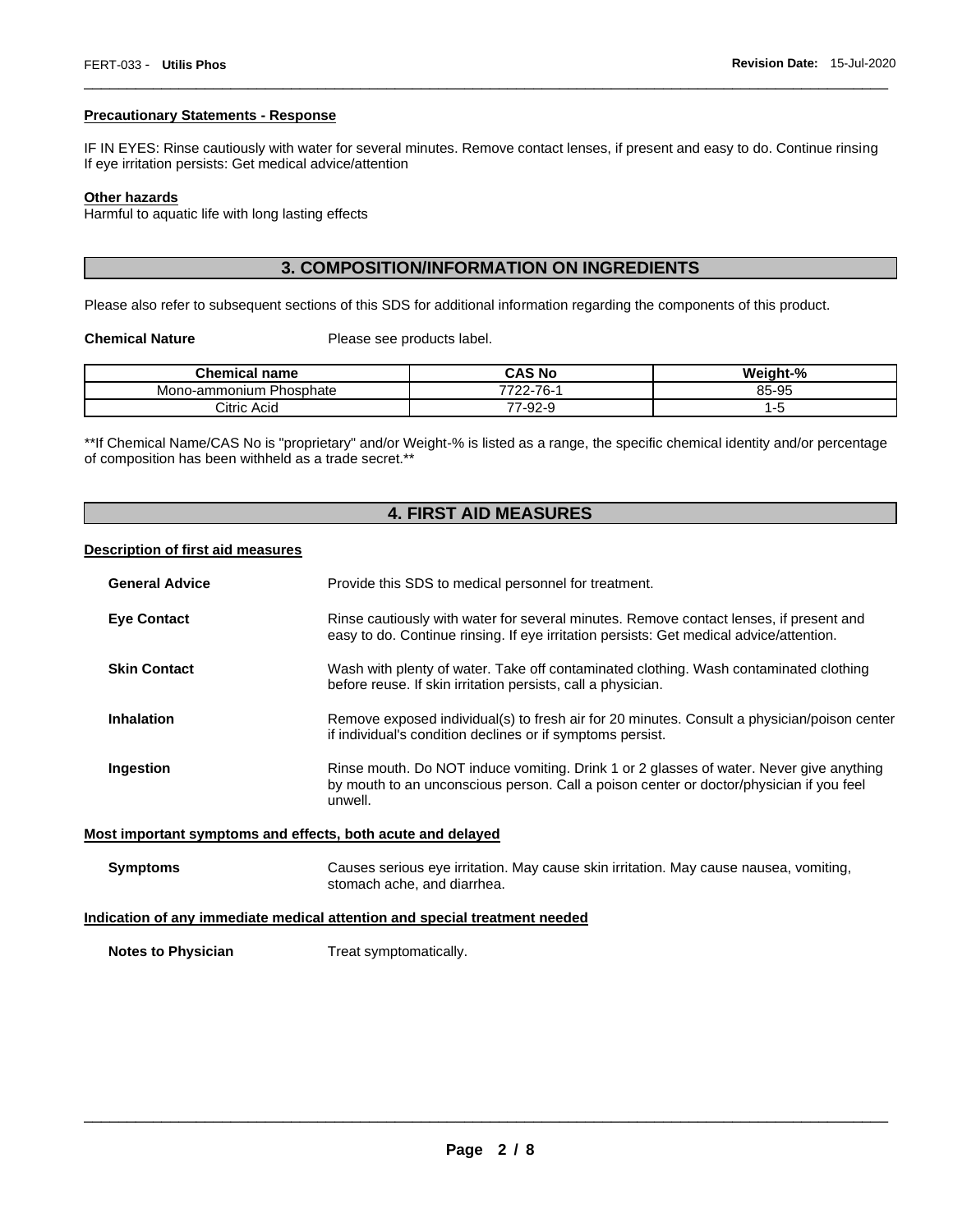**Precautionary Statements - Response**

IF IN EYES: Rinse cautiously with water for several minutes. Remove contact lenses, if present and easy to do. Continue rinsing
If eye irritation persists: Get medical advice/attention

**Other hazards**
Harmful to aquatic life with long lasting effects

## 3. COMPOSITION/INFORMATION ON INGREDIENTS

Please also refer to subsequent sections of this SDS for additional information regarding the components of this product.

**Chemical Nature** Please see products label.

| Chemical name | CAS No | Weight-% |
|---|---|---|
| Mono-ammonium Phosphate | 7722-76-1 | 85-95 |
| Citric Acid | 77-92-9 | 1-5 |

**If Chemical Name/CAS No is "proprietary" and/or Weight-% is listed as a range, the specific chemical identity and/or percentage of composition has been withheld as a trade secret.**

## 4. FIRST AID MEASURES

**Description of first aid measures**

**General Advice** Provide this SDS to medical personnel for treatment.

**Eye Contact** Rinse cautiously with water for several minutes. Remove contact lenses, if present and easy to do. Continue rinsing. If eye irritation persists: Get medical advice/attention.

**Skin Contact** Wash with plenty of water. Take off contaminated clothing. Wash contaminated clothing before reuse. If skin irritation persists, call a physician.

**Inhalation** Remove exposed individual(s) to fresh air for 20 minutes. Consult a physician/poison center if individual's condition declines or if symptoms persist.

**Ingestion** Rinse mouth. Do NOT induce vomiting. Drink 1 or 2 glasses of water. Never give anything by mouth to an unconscious person. Call a poison center or doctor/physician if you feel unwell.

**Most important symptoms and effects, both acute and delayed**

**Symptoms** Causes serious eye irritation. May cause skin irritation. May cause nausea, vomiting, stomach ache, and diarrhea.

**Indication of any immediate medical attention and special treatment needed**

**Notes to Physician** Treat symptomatically.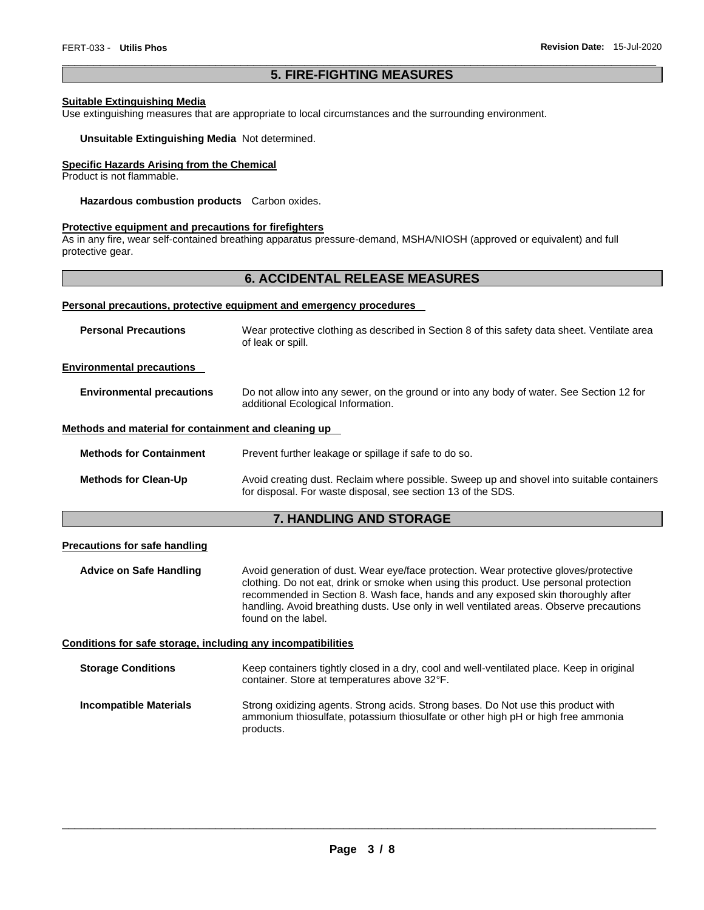## 5. FIRE-FIGHTING MEASURES

**Suitable Extinguishing Media**

Use extinguishing measures that are appropriate to local circumstances and the surrounding environment.

**Unsuitable Extinguishing Media** Not determined.

**Specific Hazards Arising from the Chemical**

Product is not flammable.

**Hazardous combustion products** Carbon oxides.

**Protective equipment and precautions for firefighters**

As in any fire, wear self-contained breathing apparatus pressure-demand, MSHA/NIOSH (approved or equivalent) and full protective gear.

## 6. ACCIDENTAL RELEASE MEASURES

**Personal precautions, protective equipment and emergency procedures**

**Personal Precautions** Wear protective clothing as described in Section 8 of this safety data sheet. Ventilate area of leak or spill.

**Environmental precautions**

**Environmental precautions** Do not allow into any sewer, on the ground or into any body of water. See Section 12 for additional Ecological Information.

**Methods and material for containment and cleaning up**

**Methods for Containment** Prevent further leakage or spillage if safe to do so.

**Methods for Clean-Up** Avoid creating dust. Reclaim where possible. Sweep up and shovel into suitable containers for disposal. For waste disposal, see section 13 of the SDS.

## 7. HANDLING AND STORAGE

**Precautions for safe handling**

**Advice on Safe Handling** Avoid generation of dust. Wear eye/face protection. Wear protective gloves/protective clothing. Do not eat, drink or smoke when using this product. Use personal protection recommended in Section 8. Wash face, hands and any exposed skin thoroughly after handling. Avoid breathing dusts. Use only in well ventilated areas. Observe precautions found on the label.

**Conditions for safe storage, including any incompatibilities**

**Storage Conditions** Keep containers tightly closed in a dry, cool and well-ventilated place. Keep in original container. Store at temperatures above 32°F.

**Incompatible Materials** Strong oxidizing agents. Strong acids. Strong bases. Do Not use this product with ammonium thiosulfate, potassium thiosulfate or other high pH or high free ammonia products.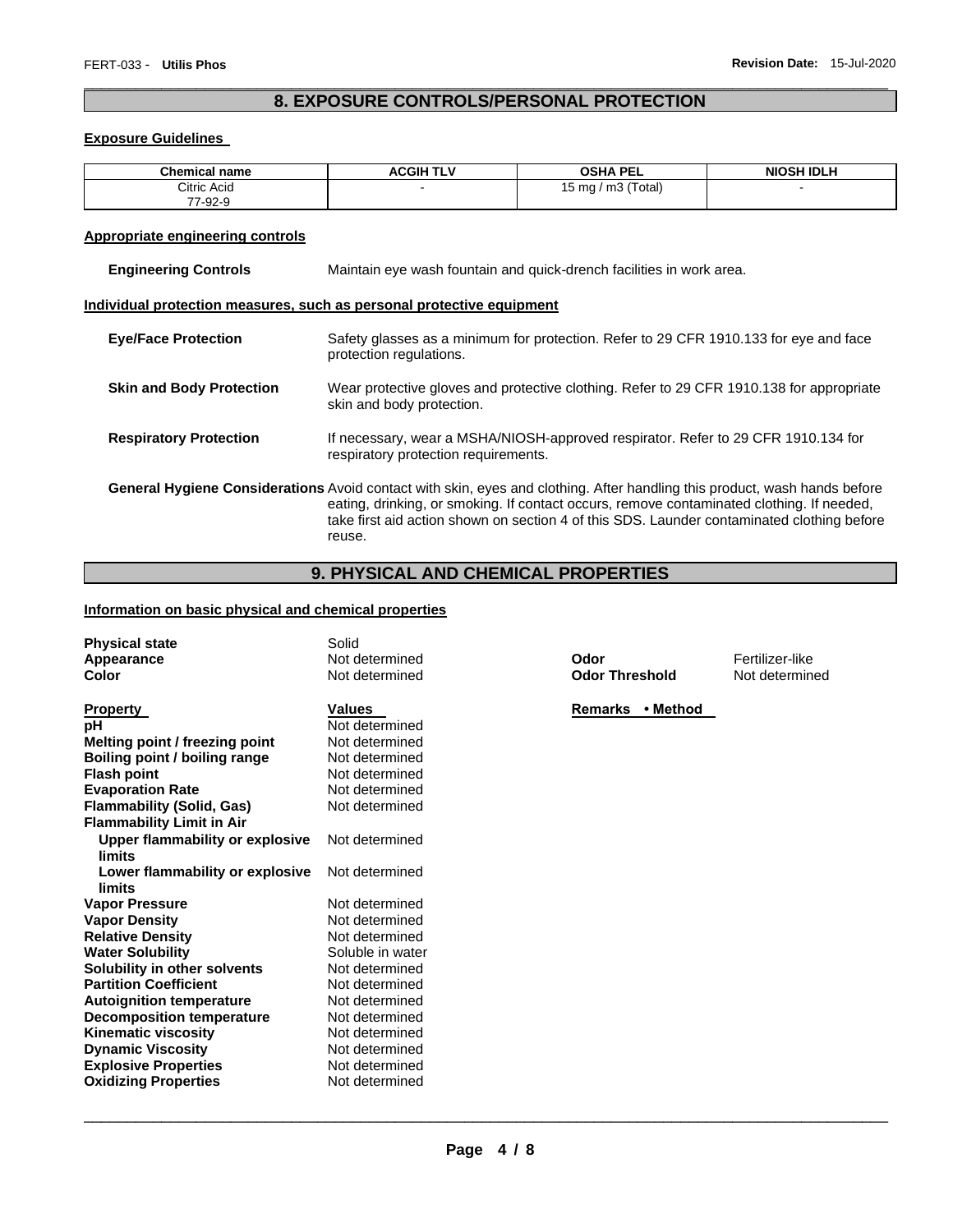## 8. EXPOSURE CONTROLS/PERSONAL PROTECTION

### Exposure Guidelines

| Chemical name | ACGIH TLV | OSHA PEL | NIOSH IDLH |
|---|---|---|---|
| Citric Acid<br>77-92-9 | - | 15 mg / m3 (Total) | - |

### Appropriate engineering controls

**Engineering Controls** Maintain eye wash fountain and quick-drench facilities in work area.

### Individual protection measures, such as personal protective equipment

**Eye/Face Protection** Safety glasses as a minimum for protection. Refer to 29 CFR 1910.133 for eye and face protection regulations.

**Skin and Body Protection** Wear protective gloves and protective clothing. Refer to 29 CFR 1910.138 for appropriate skin and body protection.

**Respiratory Protection** If necessary, wear a MSHA/NIOSH-approved respirator. Refer to 29 CFR 1910.134 for respiratory protection requirements.

**General Hygiene Considerations** Avoid contact with skin, eyes and clothing. After handling this product, wash hands before eating, drinking, or smoking. If contact occurs, remove contaminated clothing. If needed, take first aid action shown on section 4 of this SDS. Launder contaminated clothing before reuse.

## 9. PHYSICAL AND CHEMICAL PROPERTIES

### Information on basic physical and chemical properties

**Physical state** Solid
**Appearance** Not determined
**Color** Not determined
**Odor** Fertilizer-like
**Odor Threshold** Not determined

| Property | Values | Remarks • Method |
|---|---|---|
| **pH** | Not determined | |
| **Melting point / freezing point** | Not determined | |
| **Boiling point / boiling range** | Not determined | |
| **Flash point** | Not determined | |
| **Evaporation Rate** | Not determined | |
| **Flammability (Solid, Gas)** | Not determined | |
| **Flammability Limit in Air** | | |
| **Upper flammability or explosive limits** | Not determined | |
| **Lower flammability or explosive limits** | Not determined | |
| **Vapor Pressure** | Not determined | |
| **Vapor Density** | Not determined | |
| **Relative Density** | Not determined | |
| **Water Solubility** | Soluble in water | |
| **Solubility in other solvents** | Not determined | |
| **Partition Coefficient** | Not determined | |
| **Autoignition temperature** | Not determined | |
| **Decomposition temperature** | Not determined | |
| **Kinematic viscosity** | Not determined | |
| **Dynamic Viscosity** | Not determined | |
| **Explosive Properties** | Not determined | |
| **Oxidizing Properties** | Not determined | |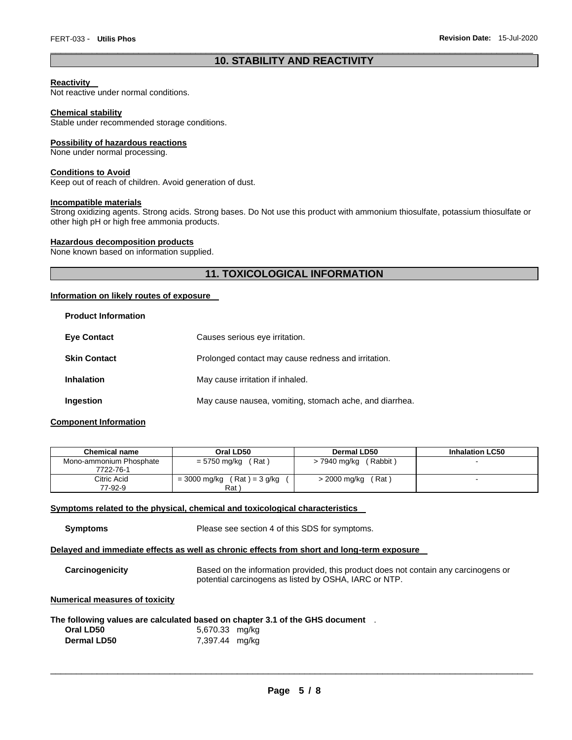## 10. STABILITY AND REACTIVITY

**Reactivity**
Not reactive under normal conditions.

**Chemical stability**
Stable under recommended storage conditions.

**Possibility of hazardous reactions**
None under normal processing.

**Conditions to Avoid**
Keep out of reach of children. Avoid generation of dust.

**Incompatible materials**
Strong oxidizing agents. Strong acids. Strong bases. Do Not use this product with ammonium thiosulfate, potassium thiosulfate or other high pH or high free ammonia products.

**Hazardous decomposition products**
None known based on information supplied.

## 11. TOXICOLOGICAL INFORMATION

**Information on likely routes of exposure**

**Product Information**

**Eye Contact** Causes serious eye irritation.

**Skin Contact** Prolonged contact may cause redness and irritation.

**Inhalation** May cause irritation if inhaled.

**Ingestion** May cause nausea, vomiting, stomach ache, and diarrhea.

**Component Information**

| Chemical name | Oral LD50 | Dermal LD50 | Inhalation LC50 |
|---|---|---|---|
| Mono-ammonium Phosphate 7722-76-1 | = 5750 mg/kg ( Rat ) | > 7940 mg/kg ( Rabbit ) | - |
| Citric Acid 77-92-9 | = 3000 mg/kg ( Rat ) = 3 g/kg ( Rat ) | > 2000 mg/kg ( Rat ) | - |

**Symptoms related to the physical, chemical and toxicological characteristics**

**Symptoms** Please see section 4 of this SDS for symptoms.

**Delayed and immediate effects as well as chronic effects from short and long-term exposure**

**Carcinogenicity** Based on the information provided, this product does not contain any carcinogens or potential carcinogens as listed by OSHA, IARC or NTP.

**Numerical measures of toxicity**

**The following values are calculated based on chapter 3.1 of the GHS document** .

**Oral LD50** 5,670.33 mg/kg
**Dermal LD50** 7,397.44 mg/kg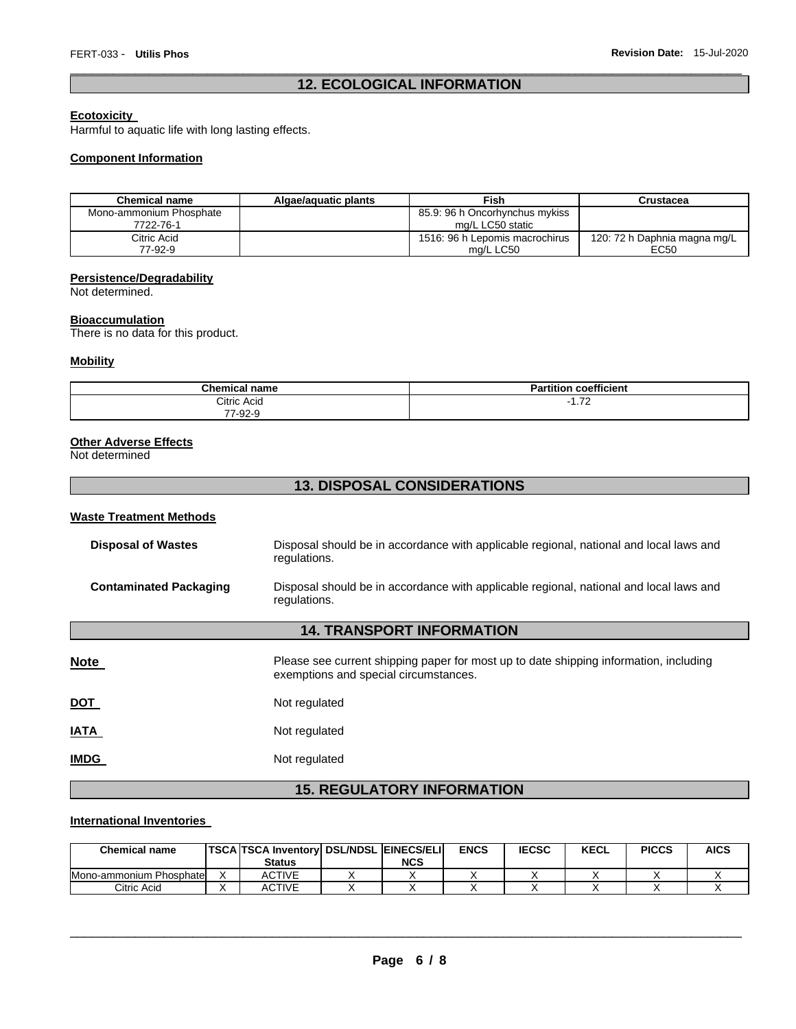## 12. ECOLOGICAL INFORMATION

**Ecotoxicity**

Harmful to aquatic life with long lasting effects.

**Component Information**

| Chemical name | Algae/aquatic plants | Fish | Crustacea |
|---|---|---|---|
| Mono-ammonium Phosphate 7722-76-1 | | 85.9: 96 h Oncorhynchus mykiss mg/L LC50 static | |
| Citric Acid 77-92-9 | | 1516: 96 h Lepomis macrochirus mg/L LC50 | 120: 72 h Daphnia magna mg/L EC50 |

**Persistence/Degradability**

Not determined.

**Bioaccumulation**

There is no data for this product.

**Mobility**

| Chemical name | Partition coefficient |
|---|---|
| Citric Acid 77-92-9 | -1.72 |

**Other Adverse Effects**

Not determined

## 13. DISPOSAL CONSIDERATIONS

**Waste Treatment Methods**

**Disposal of Wastes** Disposal should be in accordance with applicable regional, national and local laws and regulations.

**Contaminated Packaging** Disposal should be in accordance with applicable regional, national and local laws and regulations.

## 14. TRANSPORT INFORMATION

**Note** Please see current shipping paper for most up to date shipping information, including exemptions and special circumstances.

**DOT** Not regulated

**IATA** Not regulated

**IMDG** Not regulated

## 15. REGULATORY INFORMATION

**International Inventories**

| Chemical name | TSCA | TSCA Inventory Status | DSL/NDSL | EINECS/ELINCS | ENCS | IECSC | KECL | PICCS | AICS |
|---|---|---|---|---|---|---|---|---|---|
| Mono-ammonium Phosphate | X | ACTIVE | X | X | X | X | X | X | X |
| Citric Acid | X | ACTIVE | X | X | X | X | X | X | X |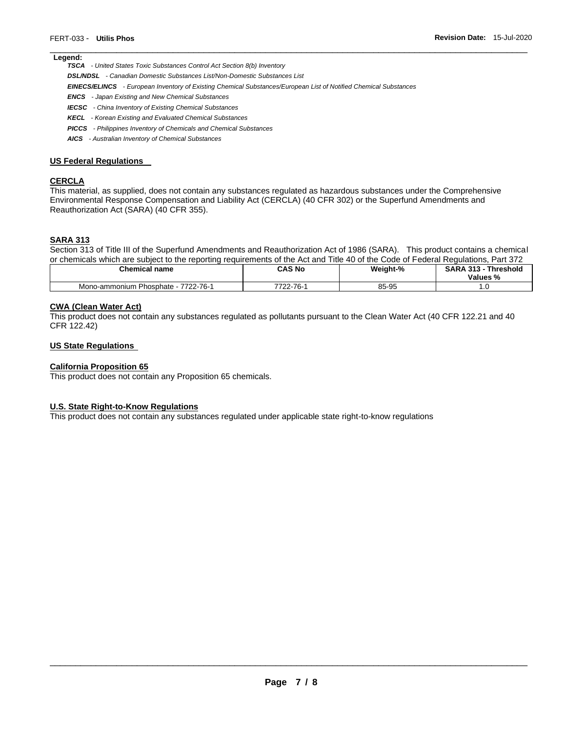**Legend:**

***TSCA*** *- United States Toxic Substances Control Act Section 8(b) Inventory*

***DSL/NDSL*** *- Canadian Domestic Substances List/Non-Domestic Substances List*

***EINECS/ELINCS*** *- European Inventory of Existing Chemical Substances/European List of Notified Chemical Substances*

***ENCS*** *- Japan Existing and New Chemical Substances*

***IECSC*** *- China Inventory of Existing Chemical Substances*

***KECL*** *- Korean Existing and Evaluated Chemical Substances*

***PICCS*** *- Philippines Inventory of Chemicals and Chemical Substances*

***AICS*** *- Australian Inventory of Chemical Substances*

## US Federal Regulations

### CERCLA

This material, as supplied, does not contain any substances regulated as hazardous substances under the Comprehensive Environmental Response Compensation and Liability Act (CERCLA) (40 CFR 302) or the Superfund Amendments and Reauthorization Act (SARA) (40 CFR 355).

### SARA 313

Section 313 of Title III of the Superfund Amendments and Reauthorization Act of 1986 (SARA). This product contains a chemical or chemicals which are subject to the reporting requirements of the Act and Title 40 of the Code of Federal Regulations, Part 372

| Chemical name | CAS No | Weight-% | SARA 313 - Threshold Values % |
|---|---|---|---|
| Mono-ammonium Phosphate - 7722-76-1 | 7722-76-1 | 85-95 | 1.0 |

### CWA (Clean Water Act)

This product does not contain any substances regulated as pollutants pursuant to the Clean Water Act (40 CFR 122.21 and 40 CFR 122.42)

## US State Regulations

### California Proposition 65

This product does not contain any Proposition 65 chemicals.

### U.S. State Right-to-Know Regulations

This product does not contain any substances regulated under applicable state right-to-know regulations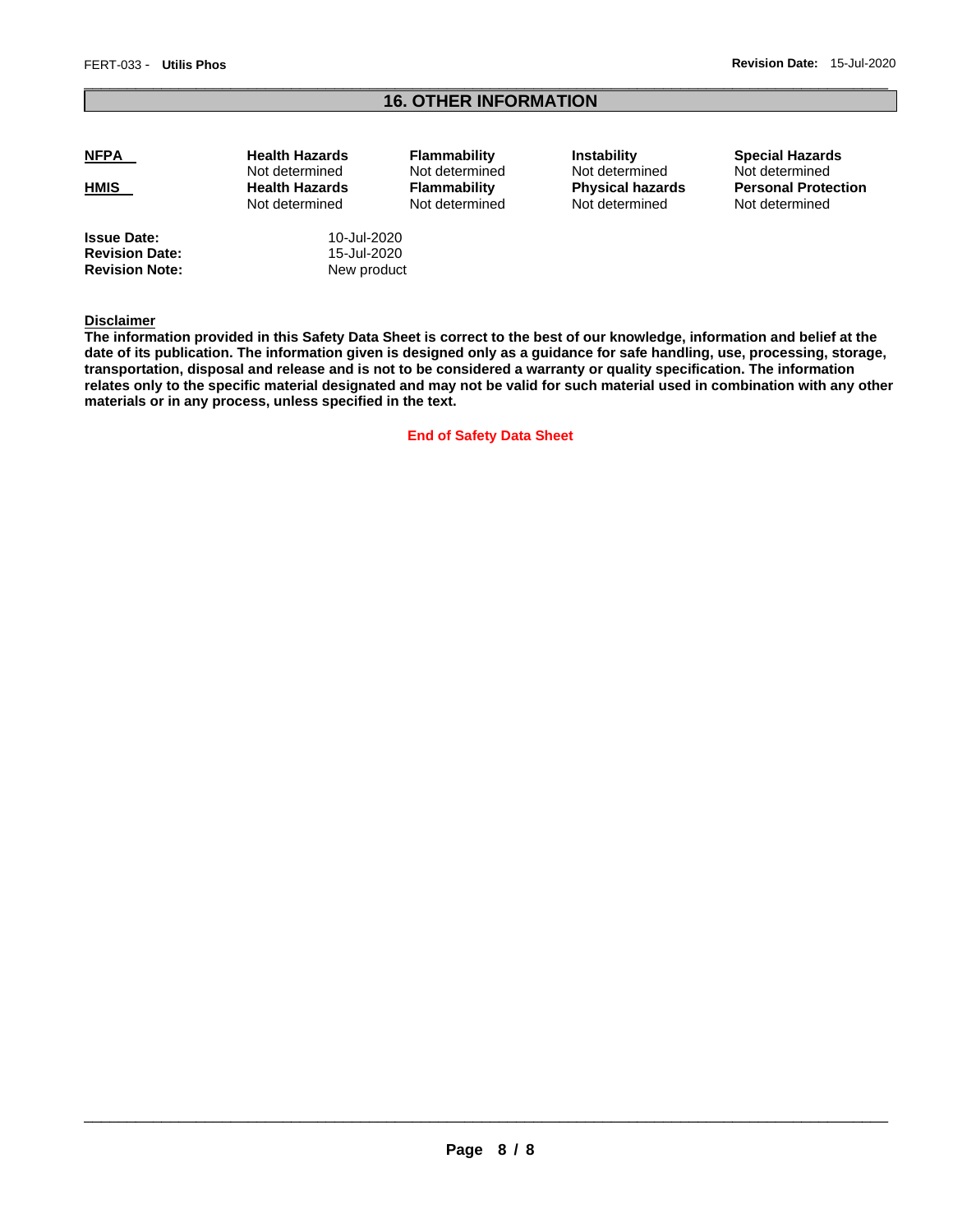## 16. OTHER INFORMATION

| | | | | |
|---|---|---|---|---|
| **NFPA** | **Health Hazards**<br>Not determined | **Flammability**<br>Not determined | **Instability**<br>Not determined | **Special Hazards**<br>Not determined |
| **HMIS** | **Health Hazards**<br>Not determined | **Flammability**<br>Not determined | **Physical hazards**<br>Not determined | **Personal Protection**<br>Not determined |

**Issue Date:** 10-Jul-2020
**Revision Date:** 15-Jul-2020
**Revision Note:** New product

**Disclaimer**

**The information provided in this Safety Data Sheet is correct to the best of our knowledge, information and belief at the date of its publication. The information given is designed only as a guidance for safe handling, use, processing, storage, transportation, disposal and release and is not to be considered a warranty or quality specification. The information relates only to the specific material designated and may not be valid for such material used in combination with any other materials or in any process, unless specified in the text.**

**End of Safety Data Sheet**